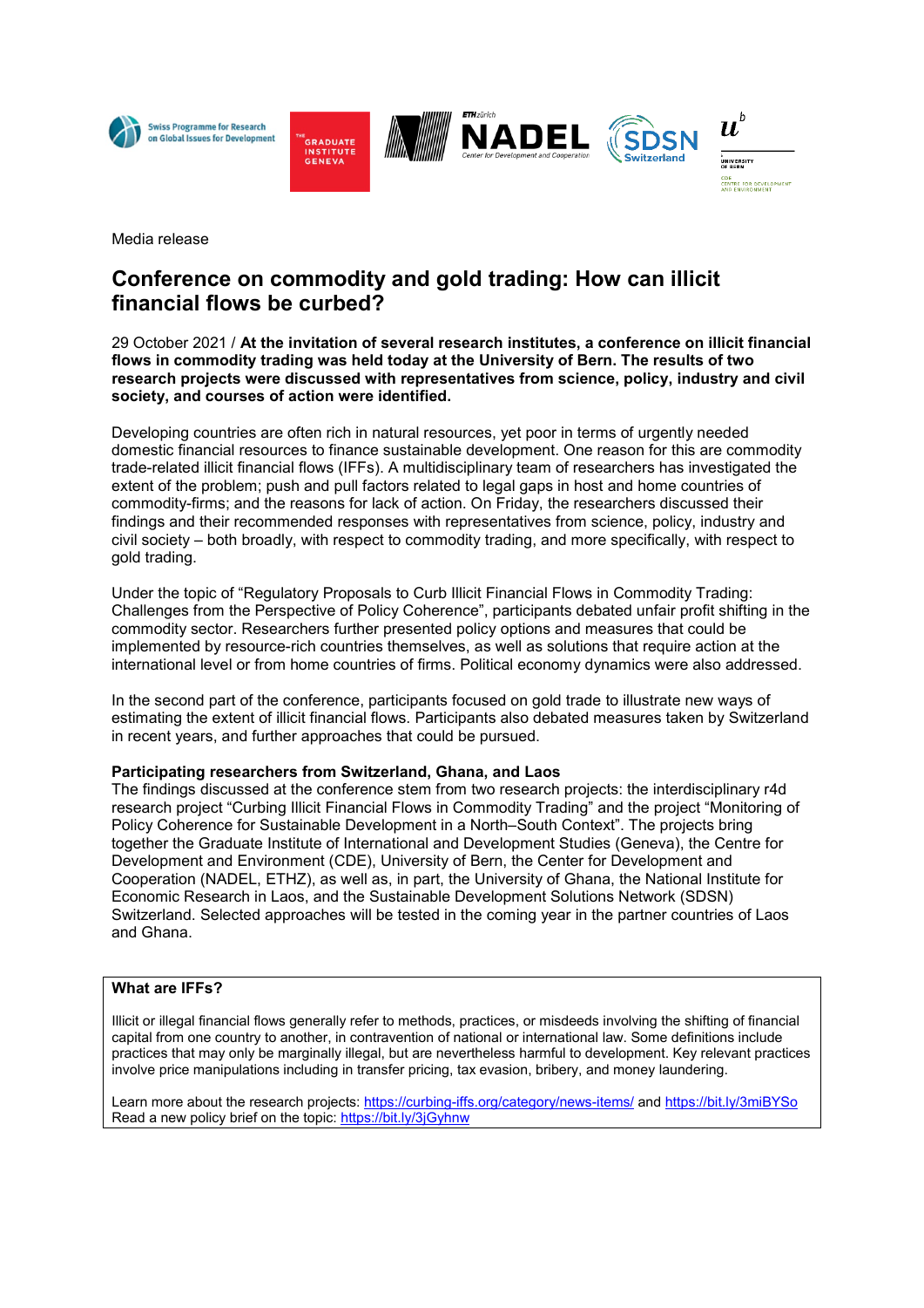Media release

# Conference on commodity and gold trading: How can illicit financial flows be curbed?

29 October 2021 / **At the invitation of several research institutes, a conference on illicit financial flows in commodity trading was held today at the University of Bern. The results of two research projects were discussed with representatives from science, policy, industry and civil society, and courses of action were identified.**

Developing countries are often rich in natural resources, yet poor in terms of urgently needed domestic financial resources to finance sustainable development. One reason for this are commodity trade-related illicit financial flows (IFFs). A multidisciplinary team of researchers has investigated the extent of the problem; push and pull factors related to legal gaps in host and home countries of commodity-firms; and the reasons for lack of action. On Friday, the researchers discussed their findings and their recommended responses with representatives from science, policy, industry and civil society – both broadly, with respect to commodity trading, and more specifically, with respect to gold trading.

Under the topic of "Regulatory Proposals to Curb Illicit Financial Flows in Commodity Trading: Challenges from the Perspective of Policy Coherence", participants debated unfair profit shifting in the commodity sector. Researchers further presented policy options and measures that could be implemented by resource-rich countries themselves, as well as solutions that require action at the international level or from home countries of firms. Political economy dynamics were also addressed.

In the second part of the conference, participants focused on gold trade to illustrate new ways of estimating the extent of illicit financial flows. Participants also debated measures taken by Switzerland in recent years, and further approaches that could be pursued.

**Participating researchers from Switzerland, Ghana, and Laos**

The findings discussed at the conference stem from two research projects: the interdisciplinary r4d research project "Curbing Illicit Financial Flows in Commodity Trading" and the project "Monitoring of Policy Coherence for Sustainable Development in a North–South Context". The projects bring together the Graduate Institute of International and Development Studies (Geneva), the Centre for Development and Environment (CDE), University of Bern, the Center for Development and Cooperation (NADEL, ETHZ), as well as, in part, the University of Ghana, the National Institute for Economic Research in Laos, and the Sustainable Development Solutions Network (SDSN) Switzerland. Selected approaches will be tested in the coming year in the partner countries of Laos and Ghana.

**What are IFFs?**

Illicit or illegal financial flows generally refer to methods, practices, or misdeeds involving the shifting of financial capital from one country to another, in contravention of national or international law. Some definitions include practices that may only be marginally illegal, but are nevertheless harmful to development. Key relevant practices involve price manipulations including in transfer pricing, tax evasion, bribery, and money laundering.

Learn more about the research projects: https://curbing-iffs.org/category/news-items/ and https://bit.ly/3miBYSo
Read a new policy brief on the topic: https://bit.ly/3jGyhnw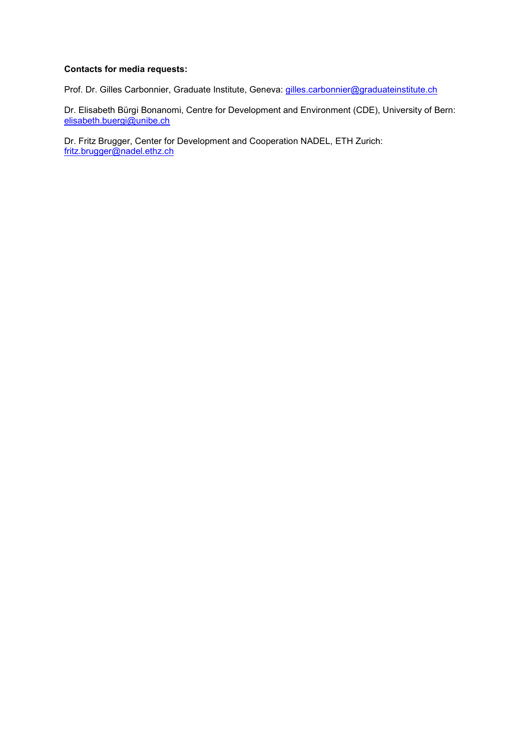**Contacts for media requests:**

Prof. Dr. Gilles Carbonnier, Graduate Institute, Geneva: gilles.carbonnier@graduateinstitute.ch

Dr. Elisabeth Bürgi Bonanomi, Centre for Development and Environment (CDE), University of Bern: elisabeth.buergi@unibe.ch

Dr. Fritz Brugger, Center for Development and Cooperation NADEL, ETH Zurich: fritz.brugger@nadel.ethz.ch